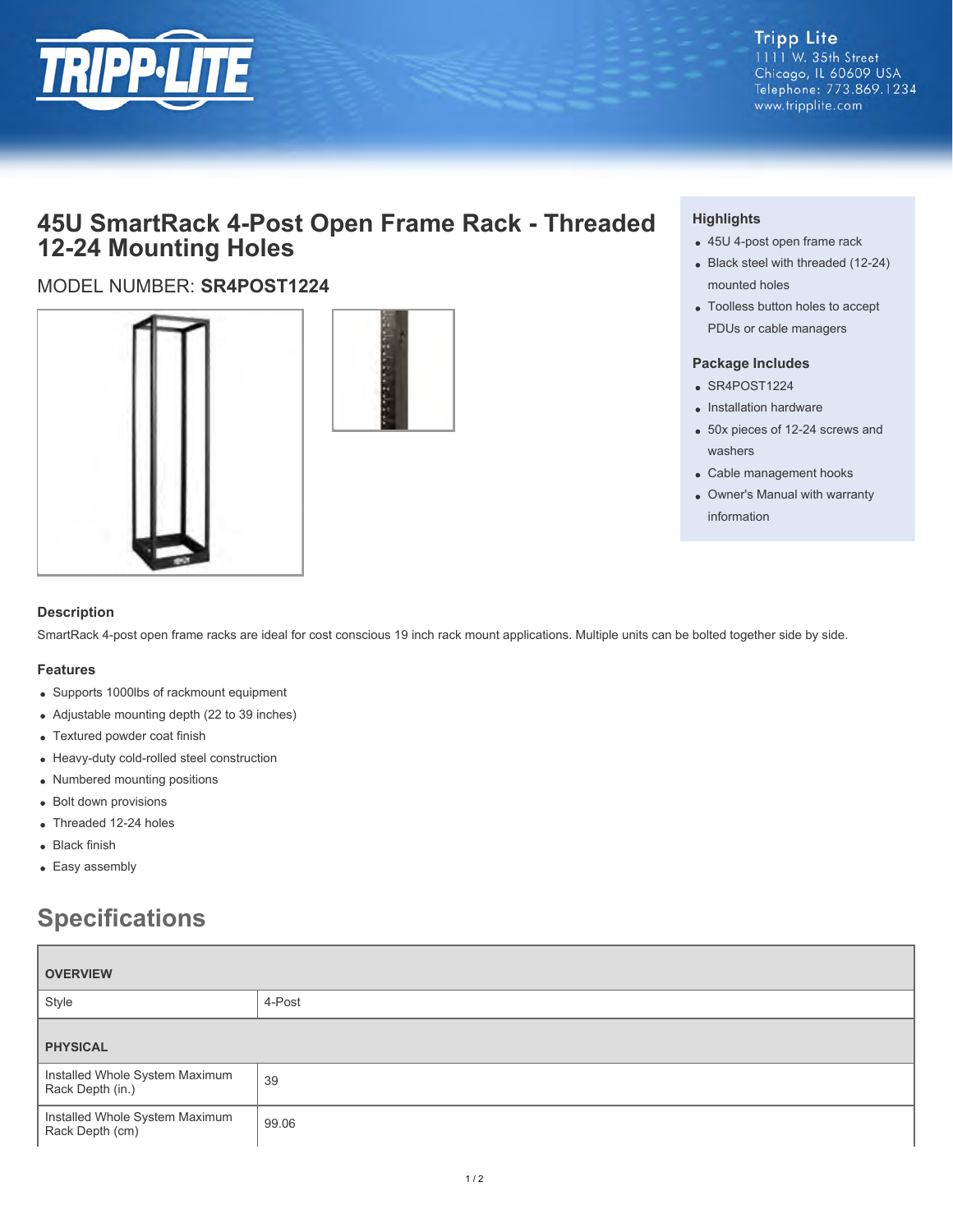# 45U SmartRack 4-Post Open Frame Rack - Threaded 12-24 Mounting Holes

MODEL NUMBER: **SR4POST1224**

### Highlights

- 45U 4-post open frame rack
- Black steel with threaded (12-24) mounted holes
- Toolless button holes to accept PDUs or cable managers

### Package Includes

- SR4POST1224
- Installation hardware
- 50x pieces of 12-24 screws and washers
- Cable management hooks
- Owner's Manual with warranty information

### Description

SmartRack 4-post open frame racks are ideal for cost conscious 19 inch rack mount applications. Multiple units can be bolted together side by side.

### Features

- Supports 1000lbs of rackmount equipment
- Adjustable mounting depth (22 to 39 inches)
- Textured powder coat finish
- Heavy-duty cold-rolled steel construction
- Numbered mounting positions
- Bolt down provisions
- Threaded 12-24 holes
- Black finish
- Easy assembly

## Specifications

| OVERVIEW | |
|---|---|
| Style | 4-Post |
| **PHYSICAL** | |
| Installed Whole System Maximum Rack Depth (in.) | 39 |
| Installed Whole System Maximum Rack Depth (cm) | 99.06 |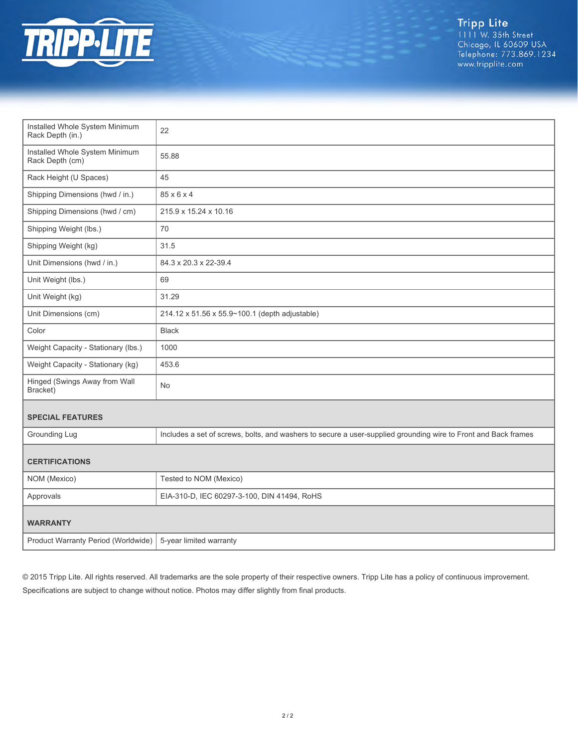| | |
|---|---|
| Installed Whole System Minimum Rack Depth (in.) | 22 |
| Installed Whole System Minimum Rack Depth (cm) | 55.88 |
| Rack Height (U Spaces) | 45 |
| Shipping Dimensions (hwd / in.) | 85 x 6 x 4 |
| Shipping Dimensions (hwd / cm) | 215.9 x 15.24 x 10.16 |
| Shipping Weight (lbs.) | 70 |
| Shipping Weight (kg) | 31.5 |
| Unit Dimensions (hwd / in.) | 84.3 x 20.3 x 22-39.4 |
| Unit Weight (lbs.) | 69 |
| Unit Weight (kg) | 31.29 |
| Unit Dimensions (cm) | 214.12 x 51.56 x 55.9~100.1 (depth adjustable) |
| Color | Black |
| Weight Capacity - Stationary (lbs.) | 1000 |
| Weight Capacity - Stationary (kg) | 453.6 |
| Hinged (Swings Away from Wall Bracket) | No |
| **SPECIAL FEATURES** | |
| Grounding Lug | Includes a set of screws, bolts, and washers to secure a user-supplied grounding wire to Front and Back frames |
| **CERTIFICATIONS** | |
| NOM (Mexico) | Tested to NOM (Mexico) |
| Approvals | EIA-310-D, IEC 60297-3-100, DIN 41494, RoHS |
| **WARRANTY** | |
| Product Warranty Period (Worldwide) | 5-year limited warranty |

© 2015 Tripp Lite. All rights reserved. All trademarks are the sole property of their respective owners. Tripp Lite has a policy of continuous improvement. Specifications are subject to change without notice. Photos may differ slightly from final products.